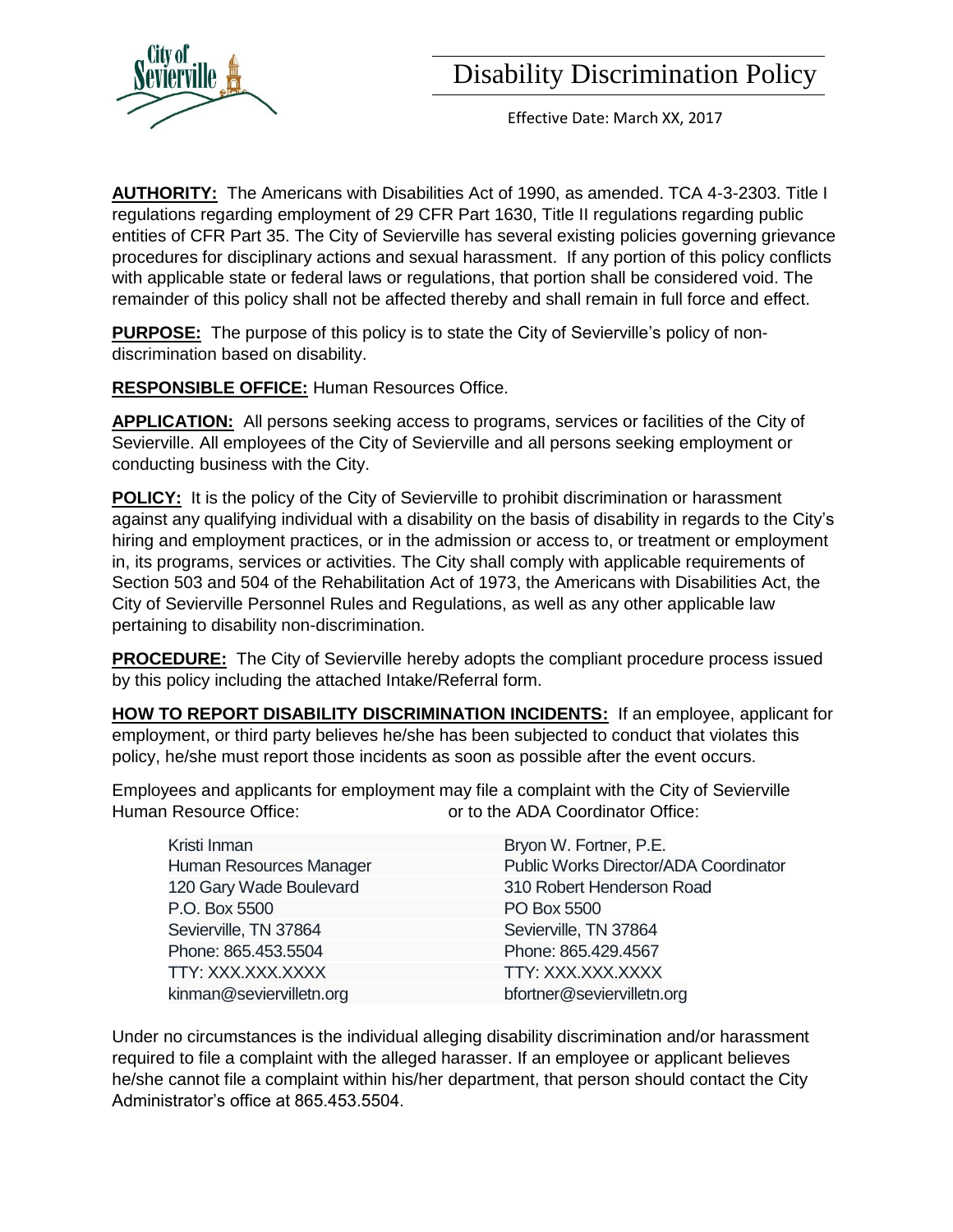# Disability Discrimination Policy

Effective Date: March XX, 2017

**AUTHORITY:** The Americans with Disabilities Act of 1990, as amended. TCA 4-3-2303. Title I regulations regarding employment of 29 CFR Part 1630, Title II regulations regarding public entities of CFR Part 35. The City of Sevierville has several existing policies governing grievance procedures for disciplinary actions and sexual harassment. If any portion of this policy conflicts with applicable state or federal laws or regulations, that portion shall be considered void. The remainder of this policy shall not be affected thereby and shall remain in full force and effect.

**PURPOSE:** The purpose of this policy is to state the City of Sevierville's policy of non-discrimination based on disability.

**RESPONSIBLE OFFICE:** Human Resources Office.

**APPLICATION:** All persons seeking access to programs, services or facilities of the City of Sevierville. All employees of the City of Sevierville and all persons seeking employment or conducting business with the City.

**POLICY:** It is the policy of the City of Sevierville to prohibit discrimination or harassment against any qualifying individual with a disability on the basis of disability in regards to the City's hiring and employment practices, or in the admission or access to, or treatment or employment in, its programs, services or activities. The City shall comply with applicable requirements of Section 503 and 504 of the Rehabilitation Act of 1973, the Americans with Disabilities Act, the City of Sevierville Personnel Rules and Regulations, as well as any other applicable law pertaining to disability non-discrimination.

**PROCEDURE:** The City of Sevierville hereby adopts the compliant procedure process issued by this policy including the attached Intake/Referral form.

**HOW TO REPORT DISABILITY DISCRIMINATION INCIDENTS:** If an employee, applicant for employment, or third party believes he/she has been subjected to conduct that violates this policy, he/she must report those incidents as soon as possible after the event occurs.

Employees and applicants for employment may file a complaint with the City of Sevierville Human Resource Office: or to the ADA Coordinator Office:

| Human Resource Office | ADA Coordinator Office |
|---|---|
| Kristi Inman | Bryon W. Fortner, P.E. |
| Human Resources Manager | Public Works Director/ADA Coordinator |
| 120 Gary Wade Boulevard | 310 Robert Henderson Road |
| P.O. Box 5500 | PO Box 5500 |
| Sevierville, TN 37864 | Sevierville, TN 37864 |
| Phone: 865.453.5504 | Phone: 865.429.4567 |
| TTY: XXX.XXX.XXXX | TTY: XXX.XXX.XXXX |
| kinman@seviervilletn.org | bfortner@seviervilletn.org |

Under no circumstances is the individual alleging disability discrimination and/or harassment required to file a complaint with the alleged harasser. If an employee or applicant believes he/she cannot file a complaint within his/her department, that person should contact the City Administrator's office at 865.453.5504.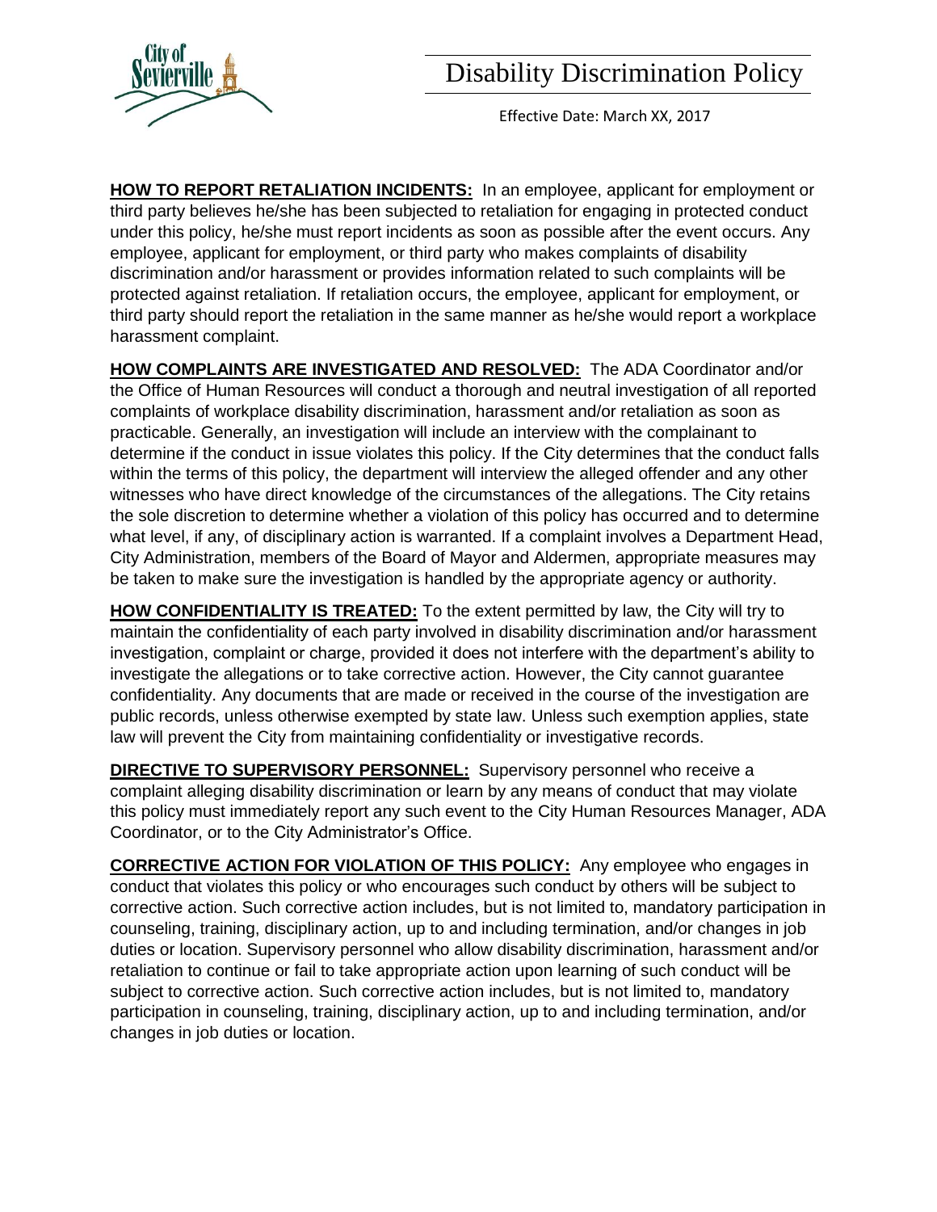**HOW TO REPORT RETALIATION INCIDENTS:** In an employee, applicant for employment or third party believes he/she has been subjected to retaliation for engaging in protected conduct under this policy, he/she must report incidents as soon as possible after the event occurs. Any employee, applicant for employment, or third party who makes complaints of disability discrimination and/or harassment or provides information related to such complaints will be protected against retaliation. If retaliation occurs, the employee, applicant for employment, or third party should report the retaliation in the same manner as he/she would report a workplace harassment complaint.

**HOW COMPLAINTS ARE INVESTIGATED AND RESOLVED:** The ADA Coordinator and/or the Office of Human Resources will conduct a thorough and neutral investigation of all reported complaints of workplace disability discrimination, harassment and/or retaliation as soon as practicable. Generally, an investigation will include an interview with the complainant to determine if the conduct in issue violates this policy. If the City determines that the conduct falls within the terms of this policy, the department will interview the alleged offender and any other witnesses who have direct knowledge of the circumstances of the allegations. The City retains the sole discretion to determine whether a violation of this policy has occurred and to determine what level, if any, of disciplinary action is warranted. If a complaint involves a Department Head, City Administration, members of the Board of Mayor and Aldermen, appropriate measures may be taken to make sure the investigation is handled by the appropriate agency or authority.

**HOW CONFIDENTIALITY IS TREATED:** To the extent permitted by law, the City will try to maintain the confidentiality of each party involved in disability discrimination and/or harassment investigation, complaint or charge, provided it does not interfere with the department's ability to investigate the allegations or to take corrective action. However, the City cannot guarantee confidentiality. Any documents that are made or received in the course of the investigation are public records, unless otherwise exempted by state law. Unless such exemption applies, state law will prevent the City from maintaining confidentiality or investigative records.

**DIRECTIVE TO SUPERVISORY PERSONNEL:** Supervisory personnel who receive a complaint alleging disability discrimination or learn by any means of conduct that may violate this policy must immediately report any such event to the City Human Resources Manager, ADA Coordinator, or to the City Administrator's Office.

**CORRECTIVE ACTION FOR VIOLATION OF THIS POLICY:** Any employee who engages in conduct that violates this policy or who encourages such conduct by others will be subject to corrective action. Such corrective action includes, but is not limited to, mandatory participation in counseling, training, disciplinary action, up to and including termination, and/or changes in job duties or location. Supervisory personnel who allow disability discrimination, harassment and/or retaliation to continue or fail to take appropriate action upon learning of such conduct will be subject to corrective action. Such corrective action includes, but is not limited to, mandatory participation in counseling, training, disciplinary action, up to and including termination, and/or changes in job duties or location.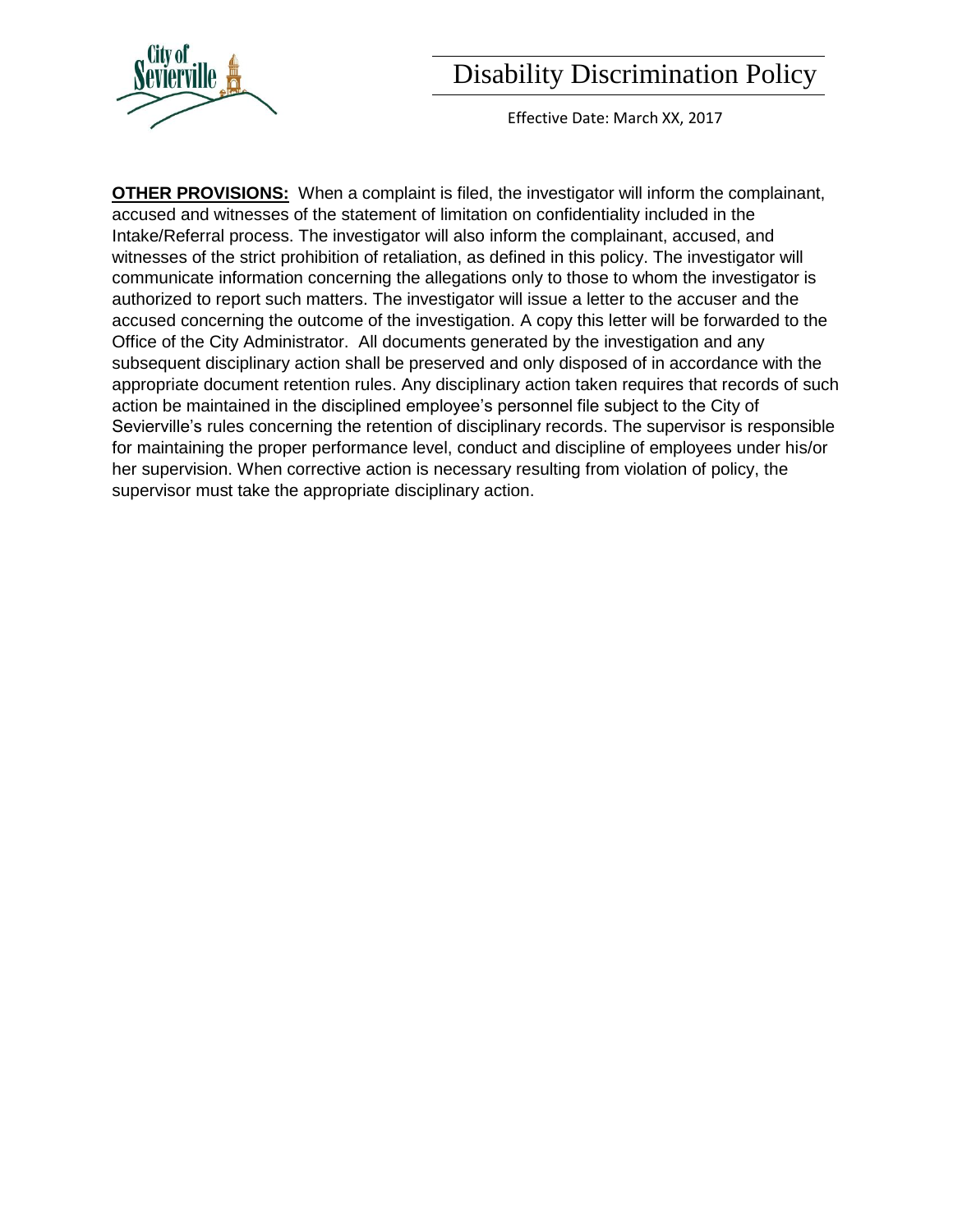**OTHER PROVISIONS:** When a complaint is filed, the investigator will inform the complainant, accused and witnesses of the statement of limitation on confidentiality included in the Intake/Referral process. The investigator will also inform the complainant, accused, and witnesses of the strict prohibition of retaliation, as defined in this policy. The investigator will communicate information concerning the allegations only to those to whom the investigator is authorized to report such matters. The investigator will issue a letter to the accuser and the accused concerning the outcome of the investigation. A copy this letter will be forwarded to the Office of the City Administrator. All documents generated by the investigation and any subsequent disciplinary action shall be preserved and only disposed of in accordance with the appropriate document retention rules. Any disciplinary action taken requires that records of such action be maintained in the disciplined employee's personnel file subject to the City of Sevierville's rules concerning the retention of disciplinary records. The supervisor is responsible for maintaining the proper performance level, conduct and discipline of employees under his/or her supervision. When corrective action is necessary resulting from violation of policy, the supervisor must take the appropriate disciplinary action.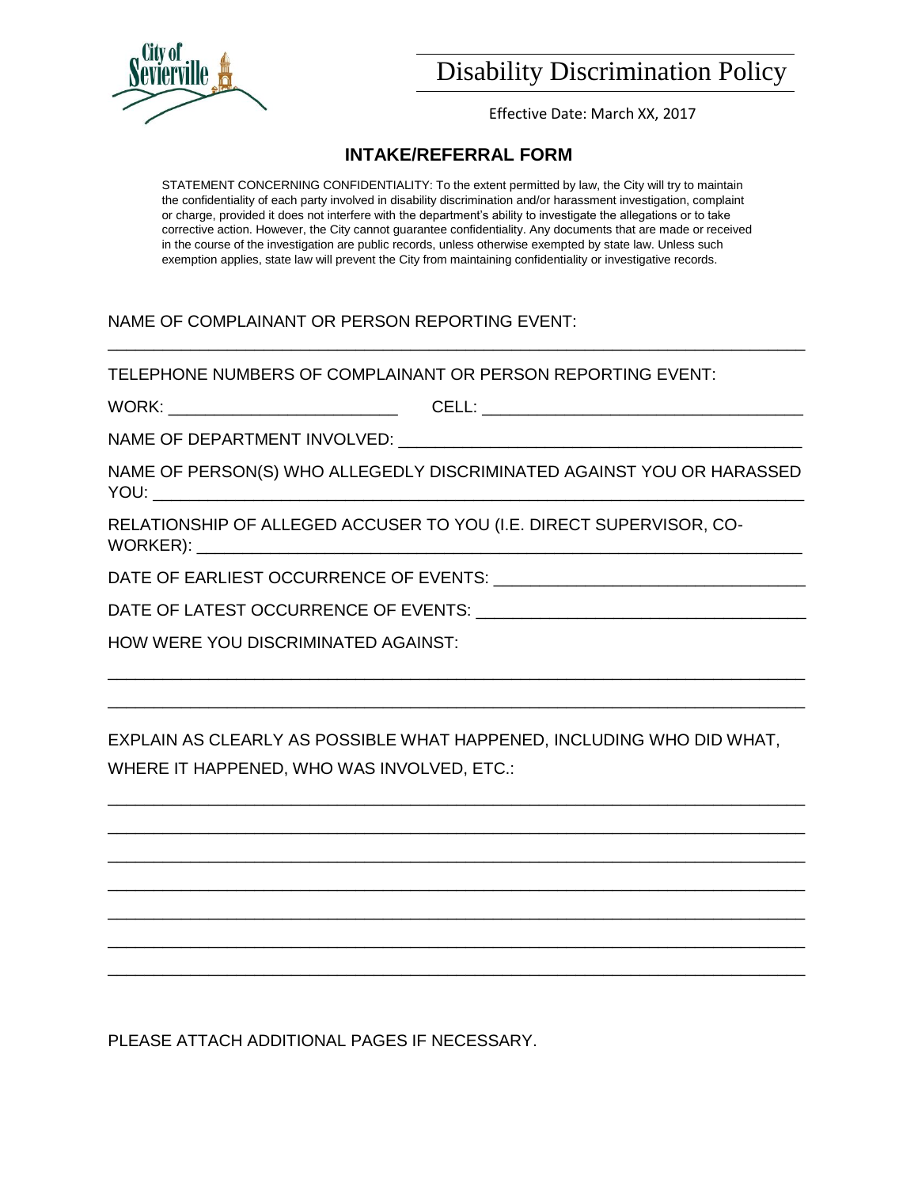# Disability Discrimination Policy

Effective Date: March XX, 2017

## INTAKE/REFERRAL FORM

STATEMENT CONCERNING CONFIDENTIALITY: To the extent permitted by law, the City will try to maintain the confidentiality of each party involved in disability discrimination and/or harassment investigation, complaint or charge, provided it does not interfere with the department's ability to investigate the allegations or to take corrective action. However, the City cannot guarantee confidentiality. Any documents that are made or received in the course of the investigation are public records, unless otherwise exempted by state law. Unless such exemption applies, state law will prevent the City from maintaining confidentiality or investigative records.

NAME OF COMPLAINANT OR PERSON REPORTING EVENT:

\_\_\_\_\_\_\_\_\_\_\_\_\_\_\_\_\_\_\_\_\_\_\_\_\_\_\_\_\_\_\_\_\_\_\_\_\_\_\_\_\_\_\_\_\_\_\_\_\_\_\_\_\_\_\_\_\_\_\_\_\_\_\_\_\_\_\_\_\_\_\_\_

TELEPHONE NUMBERS OF COMPLAINANT OR PERSON REPORTING EVENT:

WORK: \_\_\_\_\_\_\_\_\_\_\_\_\_\_\_\_\_\_\_\_\_\_\_\_\_\_ CELL: \_\_\_\_\_\_\_\_\_\_\_\_\_\_\_\_\_\_\_\_\_\_\_\_\_\_\_\_\_\_\_\_\_\_\_\_

NAME OF DEPARTMENT INVOLVED: \_\_\_\_\_\_\_\_\_\_\_\_\_\_\_\_\_\_\_\_\_\_\_\_\_\_\_\_\_\_\_\_\_\_\_\_\_\_\_\_\_\_\_\_

NAME OF PERSON(S) WHO ALLEGEDLY DISCRIMINATED AGAINST YOU OR HARASSED YOU: \_\_\_\_\_\_\_\_\_\_\_\_\_\_\_\_\_\_\_\_\_\_\_\_\_\_\_\_\_\_\_\_\_\_\_\_\_\_\_\_\_\_\_\_\_\_\_\_\_\_\_\_\_\_\_\_\_\_\_\_\_\_\_\_

RELATIONSHIP OF ALLEGED ACCUSER TO YOU (I.E. DIRECT SUPERVISOR, CO-WORKER): \_\_\_\_\_\_\_\_\_\_\_\_\_\_\_\_\_\_\_\_\_\_\_\_\_\_\_\_\_\_\_\_\_\_\_\_\_\_\_\_\_\_\_\_\_\_\_\_\_\_\_\_\_\_\_\_\_\_\_

DATE OF EARLIEST OCCURRENCE OF EVENTS: \_\_\_\_\_\_\_\_\_\_\_\_\_\_\_\_\_\_\_\_\_\_\_\_\_\_\_\_\_\_\_\_\_

DATE OF LATEST OCCURRENCE OF EVENTS: \_\_\_\_\_\_\_\_\_\_\_\_\_\_\_\_\_\_\_\_\_\_\_\_\_\_\_\_\_\_\_\_\_\_\_\_

HOW WERE YOU DISCRIMINATED AGAINST:

\_\_\_\_\_\_\_\_\_\_\_\_\_\_\_\_\_\_\_\_\_\_\_\_\_\_\_\_\_\_\_\_\_\_\_\_\_\_\_\_\_\_\_\_\_\_\_\_\_\_\_\_\_\_\_\_\_\_\_\_\_\_\_\_\_\_\_\_\_\_\_\_

\_\_\_\_\_\_\_\_\_\_\_\_\_\_\_\_\_\_\_\_\_\_\_\_\_\_\_\_\_\_\_\_\_\_\_\_\_\_\_\_\_\_\_\_\_\_\_\_\_\_\_\_\_\_\_\_\_\_\_\_\_\_\_\_\_\_\_\_\_\_\_\_

EXPLAIN AS CLEARLY AS POSSIBLE WHAT HAPPENED, INCLUDING WHO DID WHAT, WHERE IT HAPPENED, WHO WAS INVOLVED, ETC.:

\_\_\_\_\_\_\_\_\_\_\_\_\_\_\_\_\_\_\_\_\_\_\_\_\_\_\_\_\_\_\_\_\_\_\_\_\_\_\_\_\_\_\_\_\_\_\_\_\_\_\_\_\_\_\_\_\_\_\_\_\_\_\_\_\_\_\_\_\_\_\_\_

\_\_\_\_\_\_\_\_\_\_\_\_\_\_\_\_\_\_\_\_\_\_\_\_\_\_\_\_\_\_\_\_\_\_\_\_\_\_\_\_\_\_\_\_\_\_\_\_\_\_\_\_\_\_\_\_\_\_\_\_\_\_\_\_\_\_\_\_\_\_\_\_

\_\_\_\_\_\_\_\_\_\_\_\_\_\_\_\_\_\_\_\_\_\_\_\_\_\_\_\_\_\_\_\_\_\_\_\_\_\_\_\_\_\_\_\_\_\_\_\_\_\_\_\_\_\_\_\_\_\_\_\_\_\_\_\_\_\_\_\_\_\_\_\_

\_\_\_\_\_\_\_\_\_\_\_\_\_\_\_\_\_\_\_\_\_\_\_\_\_\_\_\_\_\_\_\_\_\_\_\_\_\_\_\_\_\_\_\_\_\_\_\_\_\_\_\_\_\_\_\_\_\_\_\_\_\_\_\_\_\_\_\_\_\_\_\_

\_\_\_\_\_\_\_\_\_\_\_\_\_\_\_\_\_\_\_\_\_\_\_\_\_\_\_\_\_\_\_\_\_\_\_\_\_\_\_\_\_\_\_\_\_\_\_\_\_\_\_\_\_\_\_\_\_\_\_\_\_\_\_\_\_\_\_\_\_\_\_\_

\_\_\_\_\_\_\_\_\_\_\_\_\_\_\_\_\_\_\_\_\_\_\_\_\_\_\_\_\_\_\_\_\_\_\_\_\_\_\_\_\_\_\_\_\_\_\_\_\_\_\_\_\_\_\_\_\_\_\_\_\_\_\_\_\_\_\_\_\_\_\_\_

\_\_\_\_\_\_\_\_\_\_\_\_\_\_\_\_\_\_\_\_\_\_\_\_\_\_\_\_\_\_\_\_\_\_\_\_\_\_\_\_\_\_\_\_\_\_\_\_\_\_\_\_\_\_\_\_\_\_\_\_\_\_\_\_\_\_\_\_\_\_\_\_

PLEASE ATTACH ADDITIONAL PAGES IF NECESSARY.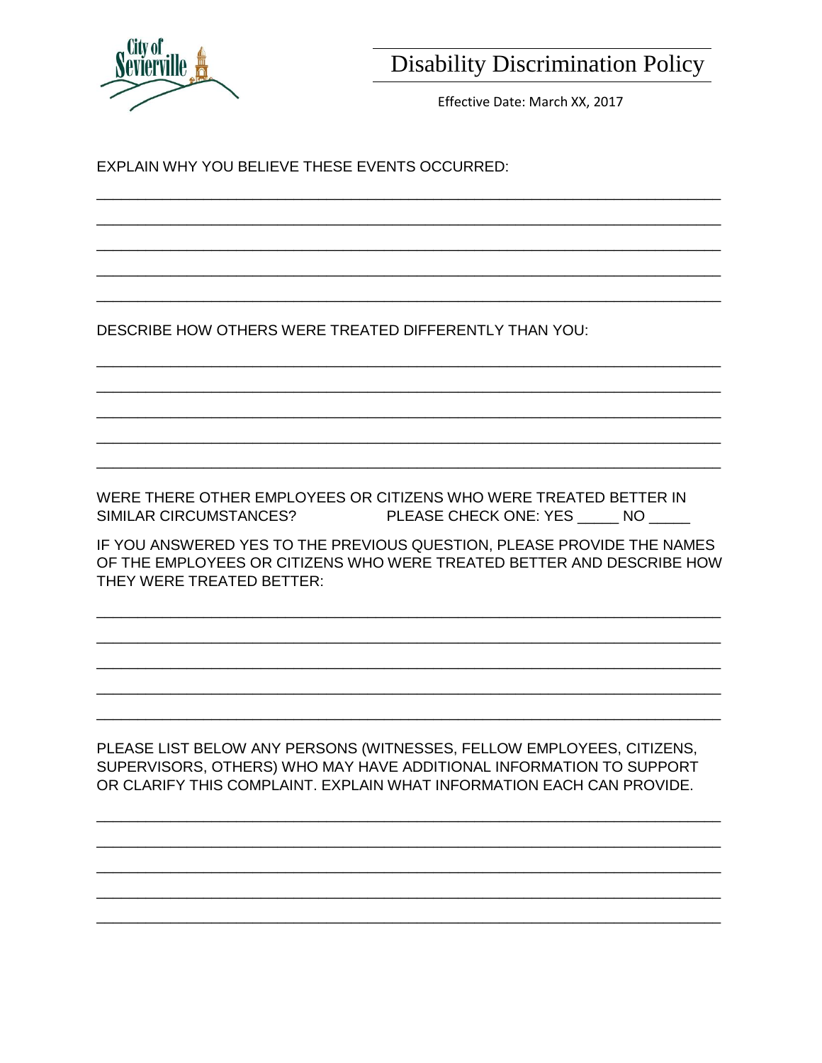EXPLAIN WHY YOU BELIEVE THESE EVENTS OCCURRED:

______________________________________________________________________________

______________________________________________________________________________

______________________________________________________________________________

______________________________________________________________________________

______________________________________________________________________________

DESCRIBE HOW OTHERS WERE TREATED DIFFERENTLY THAN YOU:

______________________________________________________________________________

______________________________________________________________________________

______________________________________________________________________________

______________________________________________________________________________

______________________________________________________________________________

WERE THERE OTHER EMPLOYEES OR CITIZENS WHO WERE TREATED BETTER IN SIMILAR CIRCUMSTANCES? PLEASE CHECK ONE: YES _____ NO _____

IF YOU ANSWERED YES TO THE PREVIOUS QUESTION, PLEASE PROVIDE THE NAMES OF THE EMPLOYEES OR CITIZENS WHO WERE TREATED BETTER AND DESCRIBE HOW THEY WERE TREATED BETTER:

______________________________________________________________________________

______________________________________________________________________________

______________________________________________________________________________

______________________________________________________________________________

______________________________________________________________________________

PLEASE LIST BELOW ANY PERSONS (WITNESSES, FELLOW EMPLOYEES, CITIZENS, SUPERVISORS, OTHERS) WHO MAY HAVE ADDITIONAL INFORMATION TO SUPPORT OR CLARIFY THIS COMPLAINT. EXPLAIN WHAT INFORMATION EACH CAN PROVIDE.

______________________________________________________________________________

______________________________________________________________________________

______________________________________________________________________________

______________________________________________________________________________

______________________________________________________________________________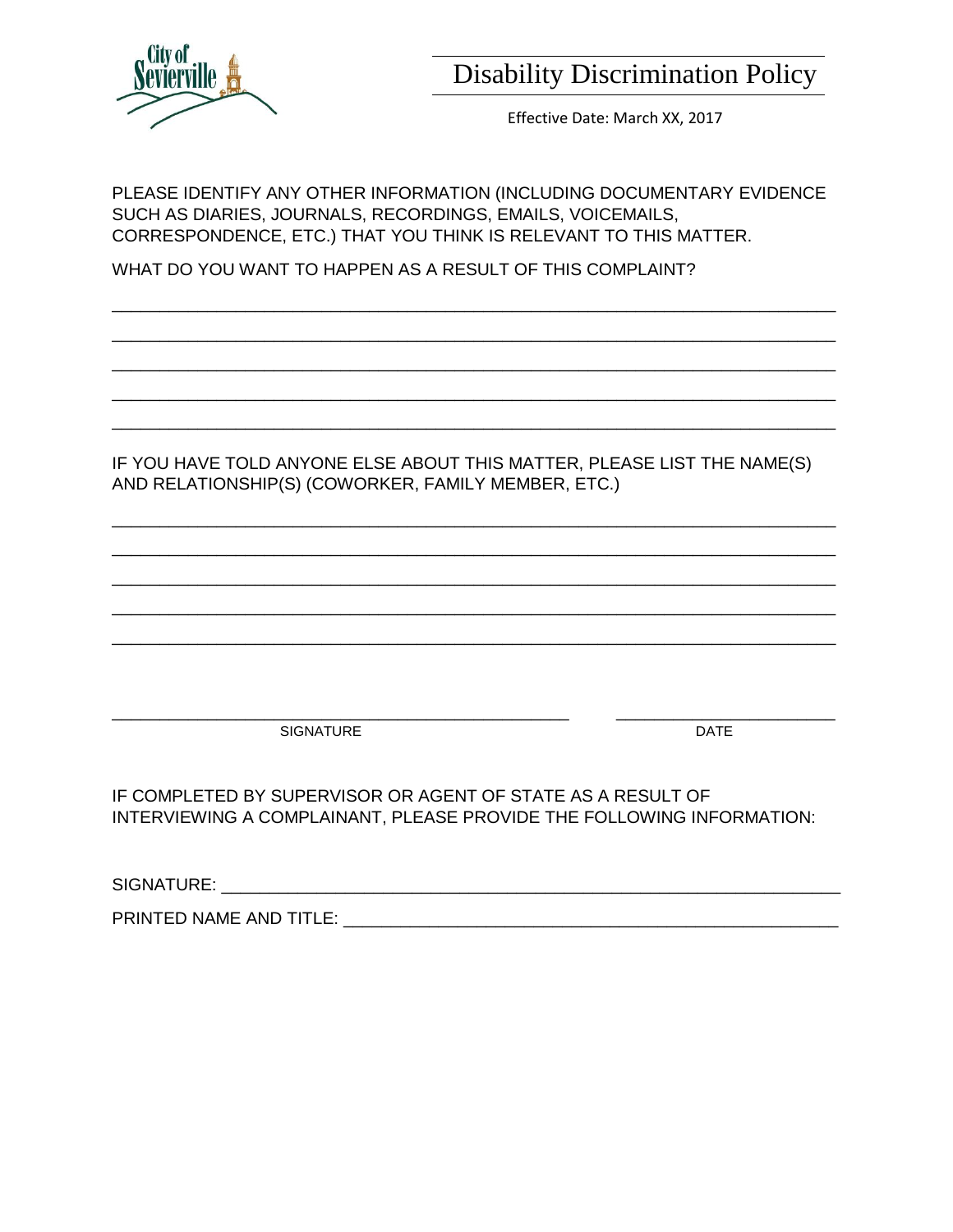PLEASE IDENTIFY ANY OTHER INFORMATION (INCLUDING DOCUMENTARY EVIDENCE SUCH AS DIARIES, JOURNALS, RECORDINGS, EMAILS, VOICEMAILS, CORRESPONDENCE, ETC.) THAT YOU THINK IS RELEVANT TO THIS MATTER.

WHAT DO YOU WANT TO HAPPEN AS A RESULT OF THIS COMPLAINT?

\_\_\_\_\_\_\_\_\_\_\_\_\_\_\_\_\_\_\_\_\_\_\_\_\_\_\_\_\_\_\_\_\_\_\_\_\_\_\_\_\_\_\_\_\_\_\_\_\_\_\_\_\_\_\_\_\_\_\_\_\_\_\_\_\_\_\_\_\_\_\_\_

\_\_\_\_\_\_\_\_\_\_\_\_\_\_\_\_\_\_\_\_\_\_\_\_\_\_\_\_\_\_\_\_\_\_\_\_\_\_\_\_\_\_\_\_\_\_\_\_\_\_\_\_\_\_\_\_\_\_\_\_\_\_\_\_\_\_\_\_\_\_\_\_

\_\_\_\_\_\_\_\_\_\_\_\_\_\_\_\_\_\_\_\_\_\_\_\_\_\_\_\_\_\_\_\_\_\_\_\_\_\_\_\_\_\_\_\_\_\_\_\_\_\_\_\_\_\_\_\_\_\_\_\_\_\_\_\_\_\_\_\_\_\_\_\_

\_\_\_\_\_\_\_\_\_\_\_\_\_\_\_\_\_\_\_\_\_\_\_\_\_\_\_\_\_\_\_\_\_\_\_\_\_\_\_\_\_\_\_\_\_\_\_\_\_\_\_\_\_\_\_\_\_\_\_\_\_\_\_\_\_\_\_\_\_\_\_\_

\_\_\_\_\_\_\_\_\_\_\_\_\_\_\_\_\_\_\_\_\_\_\_\_\_\_\_\_\_\_\_\_\_\_\_\_\_\_\_\_\_\_\_\_\_\_\_\_\_\_\_\_\_\_\_\_\_\_\_\_\_\_\_\_\_\_\_\_\_\_\_\_

IF YOU HAVE TOLD ANYONE ELSE ABOUT THIS MATTER, PLEASE LIST THE NAME(S) AND RELATIONSHIP(S) (COWORKER, FAMILY MEMBER, ETC.)

\_\_\_\_\_\_\_\_\_\_\_\_\_\_\_\_\_\_\_\_\_\_\_\_\_\_\_\_\_\_\_\_\_\_\_\_\_\_\_\_\_\_\_\_\_\_\_\_\_\_\_\_\_\_\_\_\_\_\_\_\_\_\_\_\_\_\_\_\_\_\_\_

\_\_\_\_\_\_\_\_\_\_\_\_\_\_\_\_\_\_\_\_\_\_\_\_\_\_\_\_\_\_\_\_\_\_\_\_\_\_\_\_\_\_\_\_\_\_\_\_\_\_\_\_\_\_\_\_\_\_\_\_\_\_\_\_\_\_\_\_\_\_\_\_

\_\_\_\_\_\_\_\_\_\_\_\_\_\_\_\_\_\_\_\_\_\_\_\_\_\_\_\_\_\_\_\_\_\_\_\_\_\_\_\_\_\_\_\_\_\_\_\_\_\_\_\_\_\_\_\_\_\_\_\_\_\_\_\_\_\_\_\_\_\_\_\_

\_\_\_\_\_\_\_\_\_\_\_\_\_\_\_\_\_\_\_\_\_\_\_\_\_\_\_\_\_\_\_\_\_\_\_\_\_\_\_\_\_\_\_\_\_\_\_\_\_\_\_\_\_\_\_\_\_\_\_\_\_\_\_\_\_\_\_\_\_\_\_\_

\_\_\_\_\_\_\_\_\_\_\_\_\_\_\_\_\_\_\_\_\_\_\_\_\_\_\_\_\_\_\_\_\_\_\_\_\_\_\_\_\_\_\_\_\_\_\_\_\_\_\_\_\_\_\_\_\_\_\_\_\_\_\_\_\_\_\_\_\_\_\_\_

\_\_\_\_\_\_\_\_\_\_\_\_\_\_\_\_\_\_\_\_\_\_\_\_\_\_\_\_\_\_\_\_\_\_\_\_\_\_\_\_\_\_\_\_ \_\_\_\_\_\_\_\_\_\_\_\_\_\_\_\_\_\_\_\_\_\_\_\_

SIGNATURE DATE

IF COMPLETED BY SUPERVISOR OR AGENT OF STATE AS A RESULT OF INTERVIEWING A COMPLAINANT, PLEASE PROVIDE THE FOLLOWING INFORMATION:

SIGNATURE: \_\_\_\_\_\_\_\_\_\_\_\_\_\_\_\_\_\_\_\_\_\_\_\_\_\_\_\_\_\_\_\_\_\_\_\_\_\_\_\_\_\_\_\_\_\_\_\_\_\_\_\_\_\_\_\_\_\_\_\_\_\_

PRINTED NAME AND TITLE: \_\_\_\_\_\_\_\_\_\_\_\_\_\_\_\_\_\_\_\_\_\_\_\_\_\_\_\_\_\_\_\_\_\_\_\_\_\_\_\_\_\_\_\_\_\_\_\_\_\_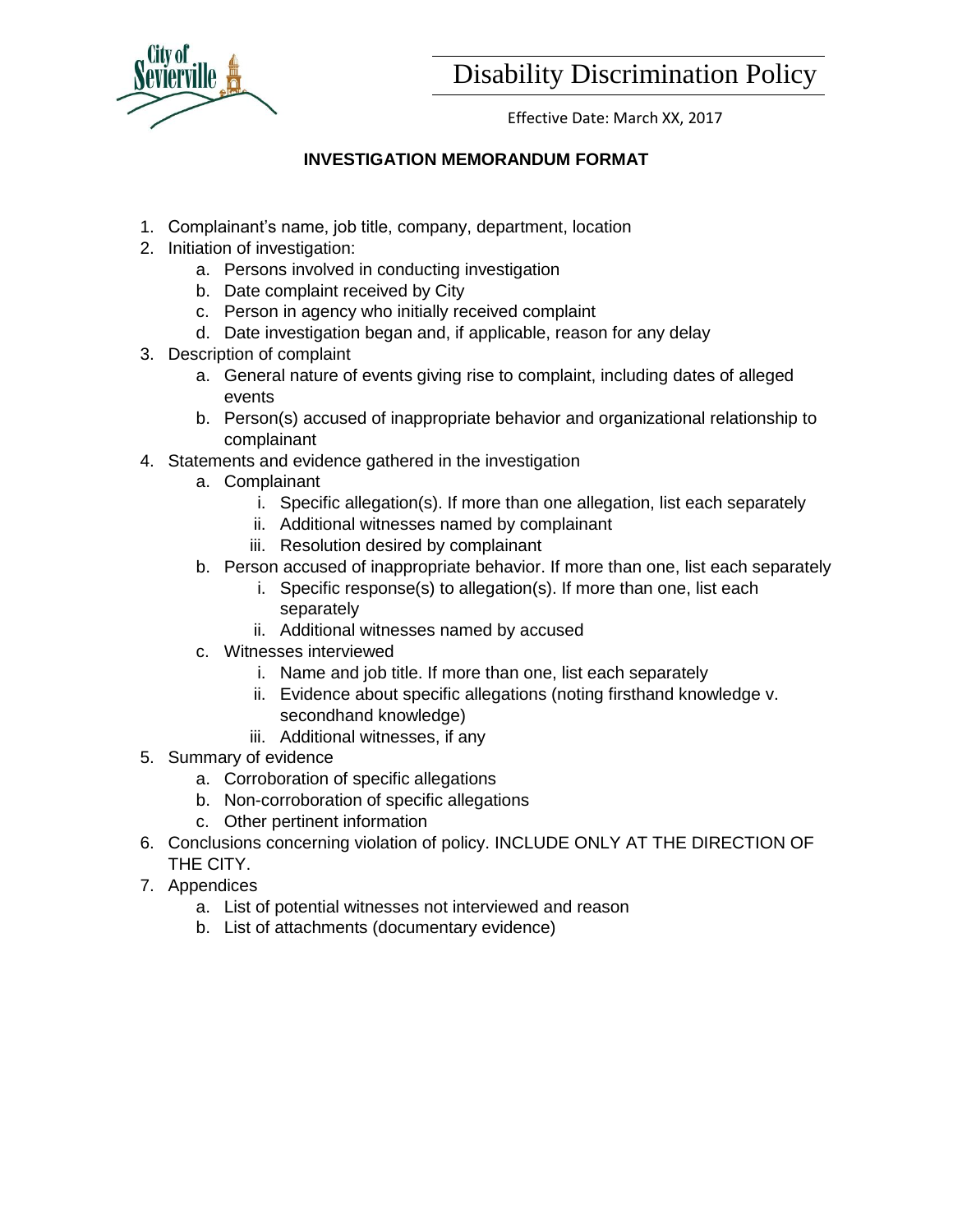# Disability Discrimination Policy

Effective Date: March XX, 2017

## INVESTIGATION MEMORANDUM FORMAT

1. Complainant's name, job title, company, department, location
2. Initiation of investigation:
    a. Persons involved in conducting investigation
    b. Date complaint received by City
    c. Person in agency who initially received complaint
    d. Date investigation began and, if applicable, reason for any delay
3. Description of complaint
    a. General nature of events giving rise to complaint, including dates of alleged events
    b. Person(s) accused of inappropriate behavior and organizational relationship to complainant
4. Statements and evidence gathered in the investigation
    a. Complainant
        i. Specific allegation(s). If more than one allegation, list each separately
        ii. Additional witnesses named by complainant
        iii. Resolution desired by complainant
    b. Person accused of inappropriate behavior. If more than one, list each separately
        i. Specific response(s) to allegation(s). If more than one, list each separately
        ii. Additional witnesses named by accused
    c. Witnesses interviewed
        i. Name and job title. If more than one, list each separately
        ii. Evidence about specific allegations (noting firsthand knowledge v. secondhand knowledge)
        iii. Additional witnesses, if any
5. Summary of evidence
    a. Corroboration of specific allegations
    b. Non-corroboration of specific allegations
    c. Other pertinent information
6. Conclusions concerning violation of policy. INCLUDE ONLY AT THE DIRECTION OF THE CITY.
7. Appendices
    a. List of potential witnesses not interviewed and reason
    b. List of attachments (documentary evidence)